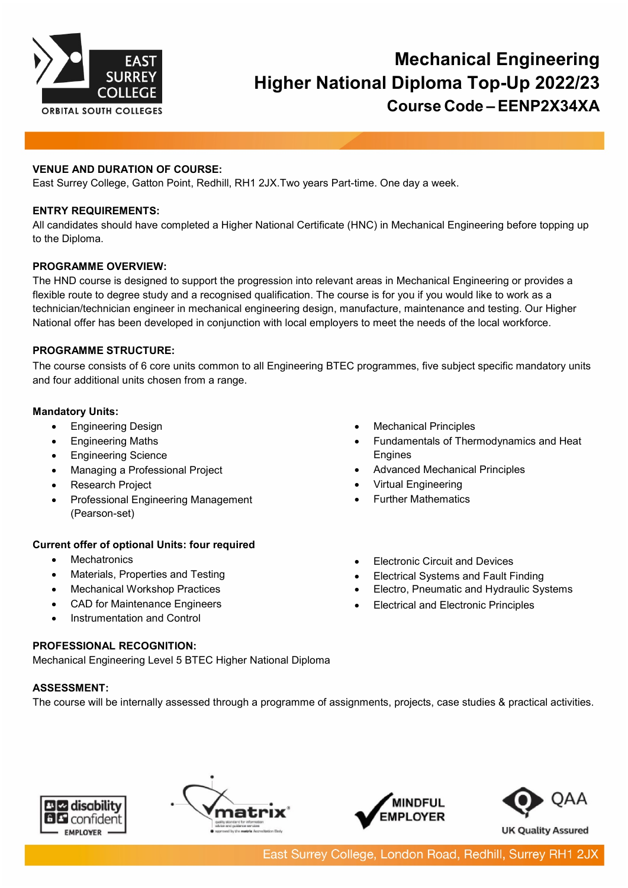# Mechanical Engineering Higher National Diploma Top-Up 2022/23

## Course Code – EENP2X34XA

**VENUE AND DURATION OF COURSE:**
East Surrey College, Gatton Point, Redhill, RH1 2JX.Two years Part-time. One day a week.

**ENTRY REQUIREMENTS:**
All candidates should have completed a Higher National Certificate (HNC) in Mechanical Engineering before topping up to the Diploma.

**PROGRAMME OVERVIEW:**
The HND course is designed to support the progression into relevant areas in Mechanical Engineering or provides a flexible route to degree study and a recognised qualification. The course is for you if you would like to work as a technician/technician engineer in mechanical engineering design, manufacture, maintenance and testing. Our Higher National offer has been developed in conjunction with local employers to meet the needs of the local workforce.

**PROGRAMME STRUCTURE:**
The course consists of 6 core units common to all Engineering BTEC programmes, five subject specific mandatory units and four additional units chosen from a range.

**Mandatory Units:**

- Engineering Design
- Engineering Maths
- Engineering Science
- Managing a Professional Project
- Research Project
- Professional Engineering Management (Pearson-set)
- Mechanical Principles
- Fundamentals of Thermodynamics and Heat Engines
- Advanced Mechanical Principles
- Virtual Engineering
- Further Mathematics

**Current offer of optional Units: four required**

- Mechatronics
- Materials, Properties and Testing
- Mechanical Workshop Practices
- CAD for Maintenance Engineers
- Instrumentation and Control
- Electronic Circuit and Devices
- Electrical Systems and Fault Finding
- Electro, Pneumatic and Hydraulic Systems
- Electrical and Electronic Principles

**PROFESSIONAL RECOGNITION:**
Mechanical Engineering Level 5 BTEC Higher National Diploma

**ASSESSMENT:**
The course will be internally assessed through a programme of assignments, projects, case studies & practical activities.

East Surrey College, London Road, Redhill, Surrey RH1 2JX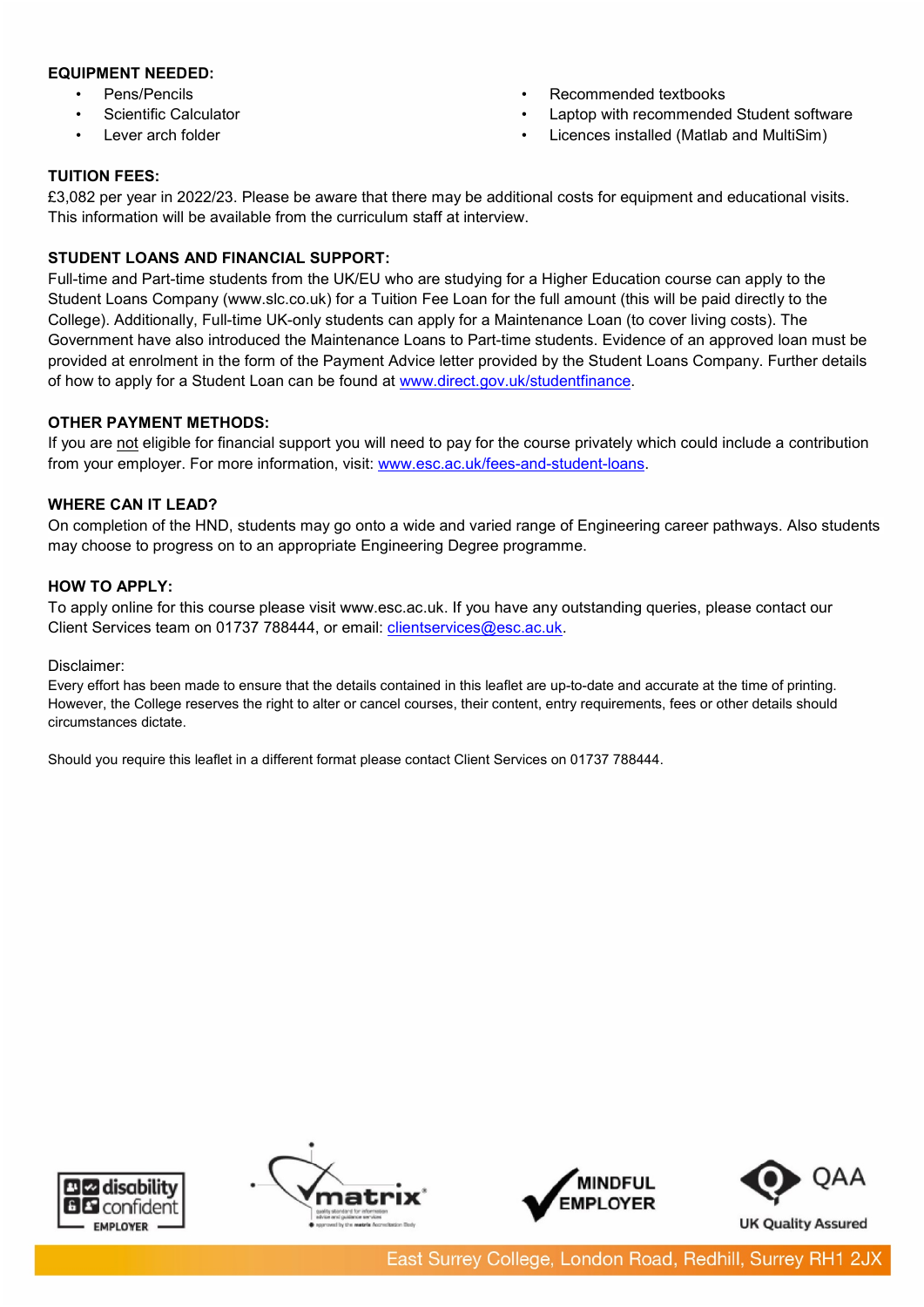**EQUIPMENT NEEDED:**

- Pens/Pencils
- Scientific Calculator
- Lever arch folder
- Recommended textbooks
- Laptop with recommended Student software
- Licences installed (Matlab and MultiSim)

**TUITION FEES:**

£3,082 per year in 2022/23. Please be aware that there may be additional costs for equipment and educational visits. This information will be available from the curriculum staff at interview.

**STUDENT LOANS AND FINANCIAL SUPPORT:**

Full-time and Part-time students from the UK/EU who are studying for a Higher Education course can apply to the Student Loans Company (www.slc.co.uk) for a Tuition Fee Loan for the full amount (this will be paid directly to the College). Additionally, Full-time UK-only students can apply for a Maintenance Loan (to cover living costs). The Government have also introduced the Maintenance Loans to Part-time students. Evidence of an approved loan must be provided at enrolment in the form of the Payment Advice letter provided by the Student Loans Company. Further details of how to apply for a Student Loan can be found at www.direct.gov.uk/studentfinance.

**OTHER PAYMENT METHODS:**

If you are not eligible for financial support you will need to pay for the course privately which could include a contribution from your employer. For more information, visit: www.esc.ac.uk/fees-and-student-loans.

**WHERE CAN IT LEAD?**

On completion of the HND, students may go onto a wide and varied range of Engineering career pathways. Also students may choose to progress on to an appropriate Engineering Degree programme.

**HOW TO APPLY:**

To apply online for this course please visit www.esc.ac.uk. If you have any outstanding queries, please contact our Client Services team on 01737 788444, or email: clientservices@esc.ac.uk.

Disclaimer:

Every effort has been made to ensure that the details contained in this leaflet are up-to-date and accurate at the time of printing. However, the College reserves the right to alter or cancel courses, their content, entry requirements, fees or other details should circumstances dictate.

Should you require this leaflet in a different format please contact Client Services on 01737 788444.

disability confident EMPLOYER

matrix

MINDFUL EMPLOYER

QAA UK Quality Assured

East Surrey College, London Road, Redhill, Surrey RH1 2JX